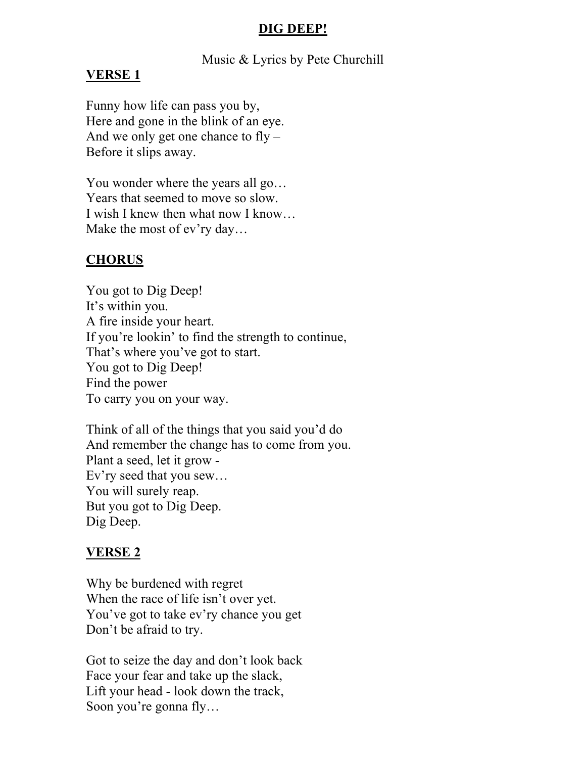# **DIG DEEP!**

Music & Lyrics by Pete Churchill

## **VERSE 1**

Funny how life can pass you by,
Here and gone in the blink of an eye.
And we only get one chance to fly –
Before it slips away.

You wonder where the years all go…
Years that seemed to move so slow.
I wish I knew then what now I know…
Make the most of ev'ry day…

## **CHORUS**

You got to Dig Deep!
It's within you.
A fire inside your heart.
If you're lookin' to find the strength to continue,
That's where you've got to start.
You got to Dig Deep!
Find the power
To carry you on your way.

Think of all of the things that you said you'd do
And remember the change has to come from you.
Plant a seed, let it grow -
Ev'ry seed that you sew…
You will surely reap.
But you got to Dig Deep.
Dig Deep.

## **VERSE 2**

Why be burdened with regret
When the race of life isn't over yet.
You've got to take ev'ry chance you get
Don't be afraid to try.

Got to seize the day and don't look back
Face your fear and take up the slack,
Lift your head - look down the track,
Soon you're gonna fly…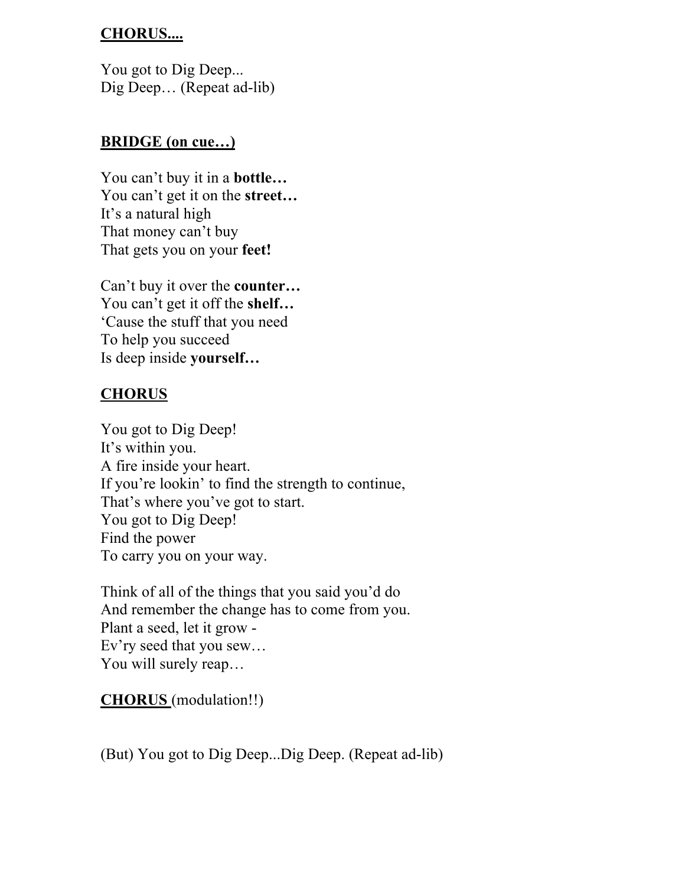**CHORUS....**

You got to Dig Deep...
Dig Deep… (Repeat ad-lib)

**BRIDGE (on cue…)**

You can't buy it in a **bottle…**
You can't get it on the **street…**
It's a natural high
That money can't buy
That gets you on your **feet!**

Can't buy it over the **counter…**
You can't get it off the **shelf…**
'Cause the stuff that you need
To help you succeed
Is deep inside **yourself…**

**CHORUS**

You got to Dig Deep!
It's within you.
A fire inside your heart.
If you're lookin' to find the strength to continue,
That's where you've got to start.
You got to Dig Deep!
Find the power
To carry you on your way.

Think of all of the things that you said you'd do
And remember the change has to come from you.
Plant a seed, let it grow -
Ev'ry seed that you sew…
You will surely reap…

**CHORUS** (modulation!!)

(But) You got to Dig Deep...Dig Deep. (Repeat ad-lib)